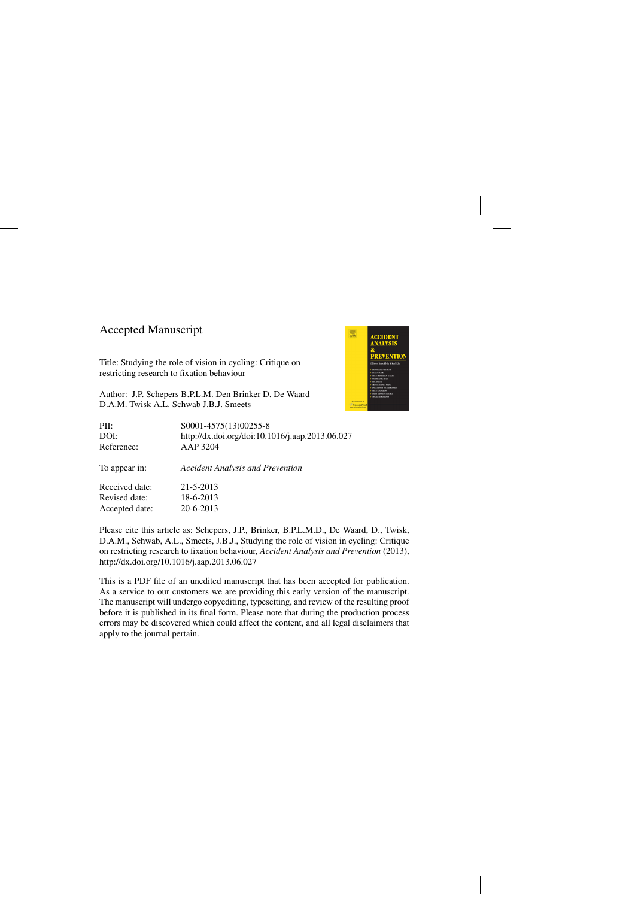# Accepted Manuscript

Title: Studying the role of vision in cycling: Critique on restricting research to fixation behaviour

Author: J.P. Schepers B.P.L.M. Den Brinker D. De Waard D.A.M. Twisk A.L. Schwab J.B.J. Smeets

| | |
|---|---|
| PII: | S0001-4575(13)00255-8 |
| DOI: | http://dx.doi.org/doi:10.1016/j.aap.2013.06.027 |
| Reference: | AAP 3204 |
| To appear in: | *Accident Analysis and Prevention* |
| Received date: | 21-5-2013 |
| Revised date: | 18-6-2013 |
| Accepted date: | 20-6-2013 |

Please cite this article as: Schepers, J.P., Brinker, B.P.L.M.D., De Waard, D., Twisk, D.A.M., Schwab, A.L., Smeets, J.B.J., Studying the role of vision in cycling: Critique on restricting research to fixation behaviour, *Accident Analysis and Prevention* (2013), http://dx.doi.org/10.1016/j.aap.2013.06.027

This is a PDF file of an unedited manuscript that has been accepted for publication. As a service to our customers we are providing this early version of the manuscript. The manuscript will undergo copyediting, typesetting, and review of the resulting proof before it is published in its final form. Please note that during the production process errors may be discovered which could affect the content, and all legal disclaimers that apply to the journal pertain.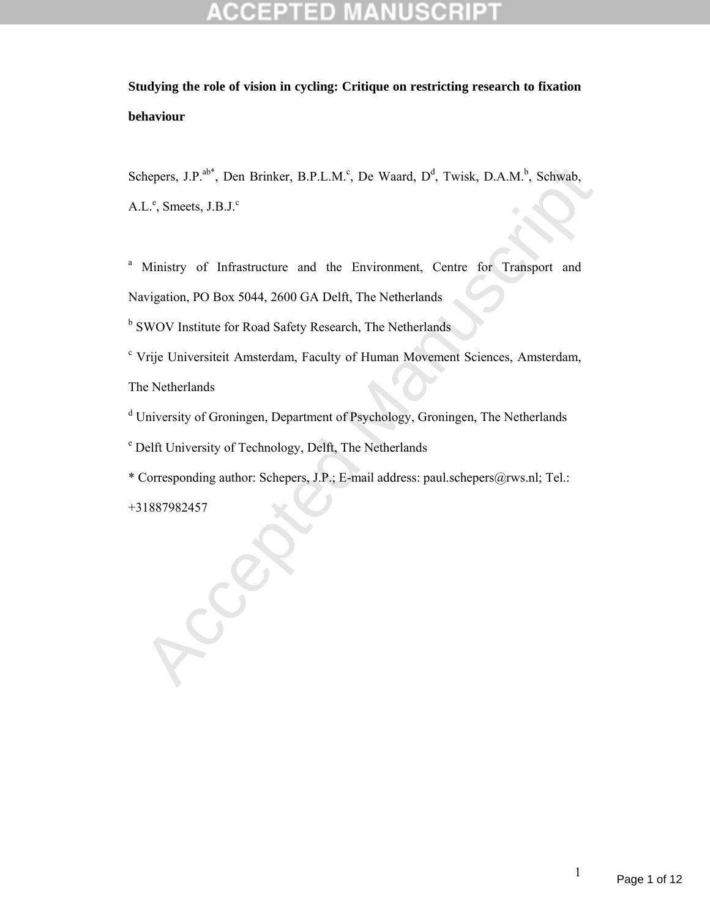**Studying the role of vision in cycling: Critique on restricting research to fixation behaviour**

Schepers, J.P.[ab*], Den Brinker, B.P.L.M.[c], De Waard, D[d], Twisk, D.A.M.[b], Schwab, A.L.[e], Smeets, J.B.J.[c]

[a] Ministry of Infrastructure and the Environment, Centre for Transport and Navigation, PO Box 5044, 2600 GA Delft, The Netherlands

[b] SWOV Institute for Road Safety Research, The Netherlands

[c] Vrije Universiteit Amsterdam, Faculty of Human Movement Sciences, Amsterdam, The Netherlands

[d] University of Groningen, Department of Psychology, Groningen, The Netherlands

[e] Delft University of Technology, Delft, The Netherlands

* Corresponding author: Schepers, J.P.; E-mail address: paul.schepers@rws.nl; Tel.: +31887982457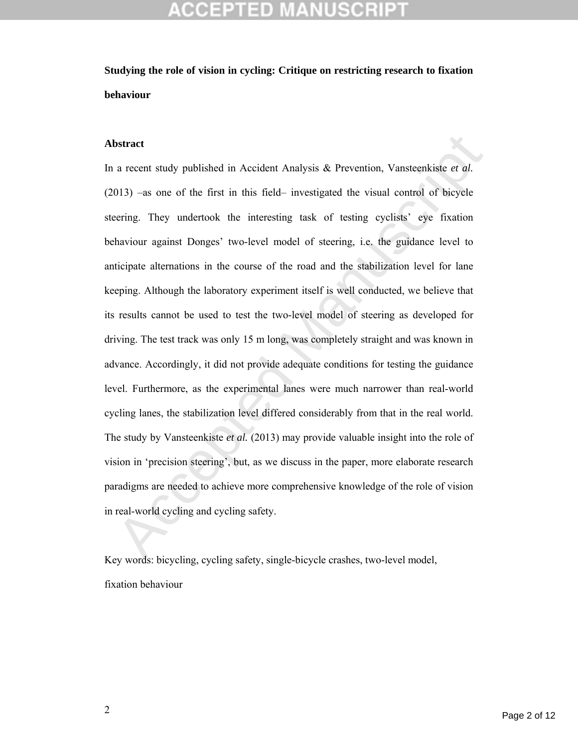**Studying the role of vision in cycling: Critique on restricting research to fixation behaviour**

**Abstract**

In a recent study published in Accident Analysis & Prevention, Vansteenkiste *et al.* (2013) –as one of the first in this field– investigated the visual control of bicycle steering. They undertook the interesting task of testing cyclists' eye fixation behaviour against Donges' two-level model of steering, i.e. the guidance level to anticipate alternations in the course of the road and the stabilization level for lane keeping. Although the laboratory experiment itself is well conducted, we believe that its results cannot be used to test the two-level model of steering as developed for driving. The test track was only 15 m long, was completely straight and was known in advance. Accordingly, it did not provide adequate conditions for testing the guidance level. Furthermore, as the experimental lanes were much narrower than real-world cycling lanes, the stabilization level differed considerably from that in the real world. The study by Vansteenkiste *et al.* (2013) may provide valuable insight into the role of vision in 'precision steering', but, as we discuss in the paper, more elaborate research paradigms are needed to achieve more comprehensive knowledge of the role of vision in real-world cycling and cycling safety.

Key words: bicycling, cycling safety, single-bicycle crashes, two-level model, fixation behaviour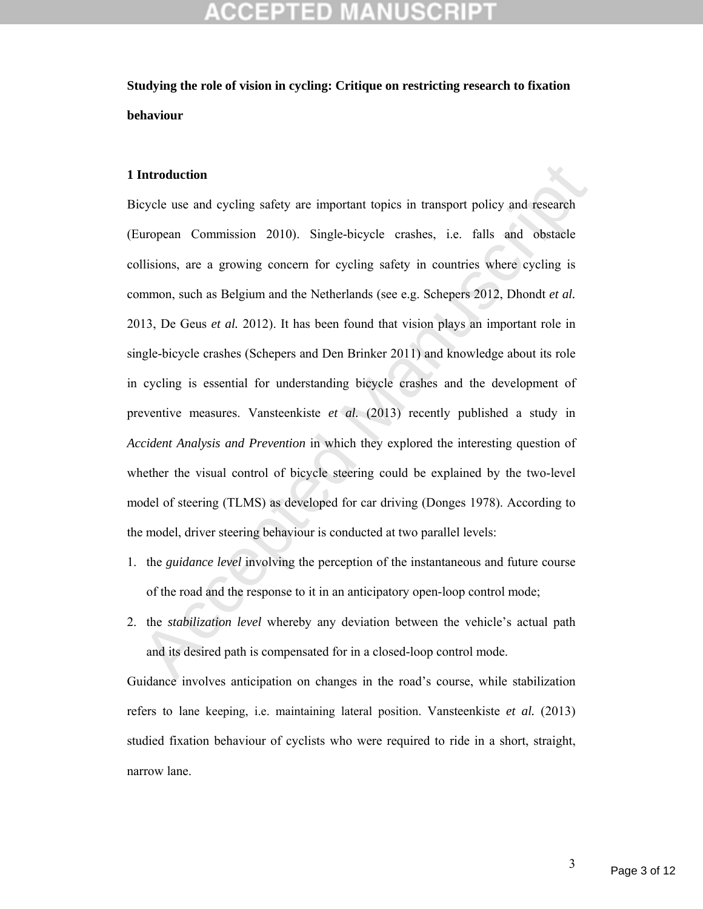**Studying the role of vision in cycling: Critique on restricting research to fixation behaviour**

## 1 Introduction

Bicycle use and cycling safety are important topics in transport policy and research (European Commission 2010). Single-bicycle crashes, i.e. falls and obstacle collisions, are a growing concern for cycling safety in countries where cycling is common, such as Belgium and the Netherlands (see e.g. Schepers 2012, Dhondt *et al.* 2013, De Geus *et al.* 2012). It has been found that vision plays an important role in single-bicycle crashes (Schepers and Den Brinker 2011) and knowledge about its role in cycling is essential for understanding bicycle crashes and the development of preventive measures. Vansteenkiste *et al.* (2013) recently published a study in *Accident Analysis and Prevention* in which they explored the interesting question of whether the visual control of bicycle steering could be explained by the two-level model of steering (TLMS) as developed for car driving (Donges 1978). According to the model, driver steering behaviour is conducted at two parallel levels:

1. the *guidance level* involving the perception of the instantaneous and future course of the road and the response to it in an anticipatory open-loop control mode;
2. the *stabilization level* whereby any deviation between the vehicle's actual path and its desired path is compensated for in a closed-loop control mode.

Guidance involves anticipation on changes in the road's course, while stabilization refers to lane keeping, i.e. maintaining lateral position. Vansteenkiste *et al.* (2013) studied fixation behaviour of cyclists who were required to ride in a short, straight, narrow lane.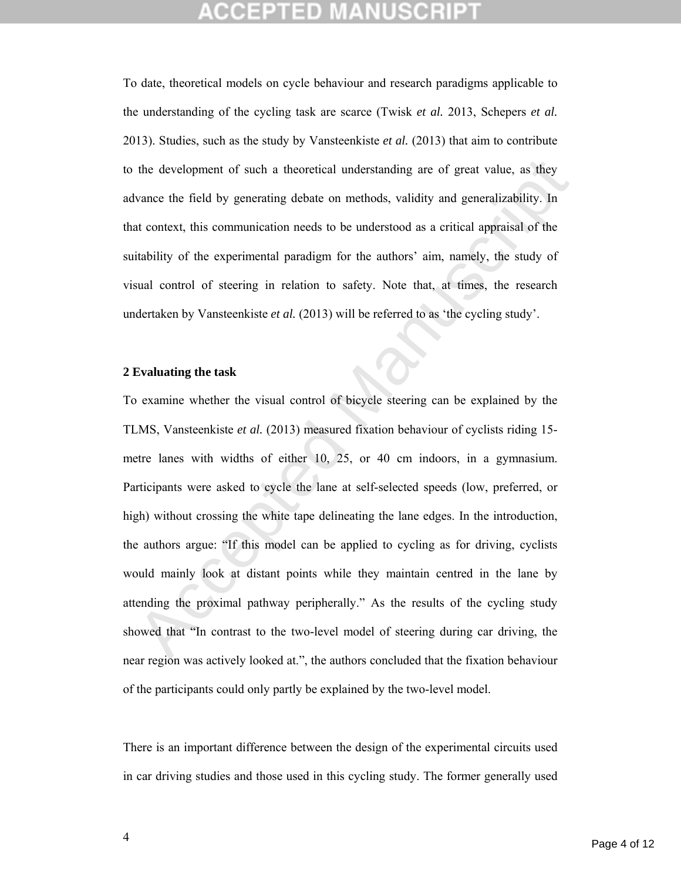To date, theoretical models on cycle behaviour and research paradigms applicable to the understanding of the cycling task are scarce (Twisk *et al.* 2013, Schepers *et al.* 2013). Studies, such as the study by Vansteenkiste *et al.* (2013) that aim to contribute to the development of such a theoretical understanding are of great value, as they advance the field by generating debate on methods, validity and generalizability. In that context, this communication needs to be understood as a critical appraisal of the suitability of the experimental paradigm for the authors' aim, namely, the study of visual control of steering in relation to safety. Note that, at times, the research undertaken by Vansteenkiste *et al.* (2013) will be referred to as 'the cycling study'.

## 2 Evaluating the task

To examine whether the visual control of bicycle steering can be explained by the TLMS, Vansteenkiste *et al.* (2013) measured fixation behaviour of cyclists riding 15-metre lanes with widths of either 10, 25, or 40 cm indoors, in a gymnasium. Participants were asked to cycle the lane at self-selected speeds (low, preferred, or high) without crossing the white tape delineating the lane edges. In the introduction, the authors argue: "If this model can be applied to cycling as for driving, cyclists would mainly look at distant points while they maintain centred in the lane by attending the proximal pathway peripherally." As the results of the cycling study showed that "In contrast to the two-level model of steering during car driving, the near region was actively looked at.", the authors concluded that the fixation behaviour of the participants could only partly be explained by the two-level model.

There is an important difference between the design of the experimental circuits used in car driving studies and those used in this cycling study. The former generally used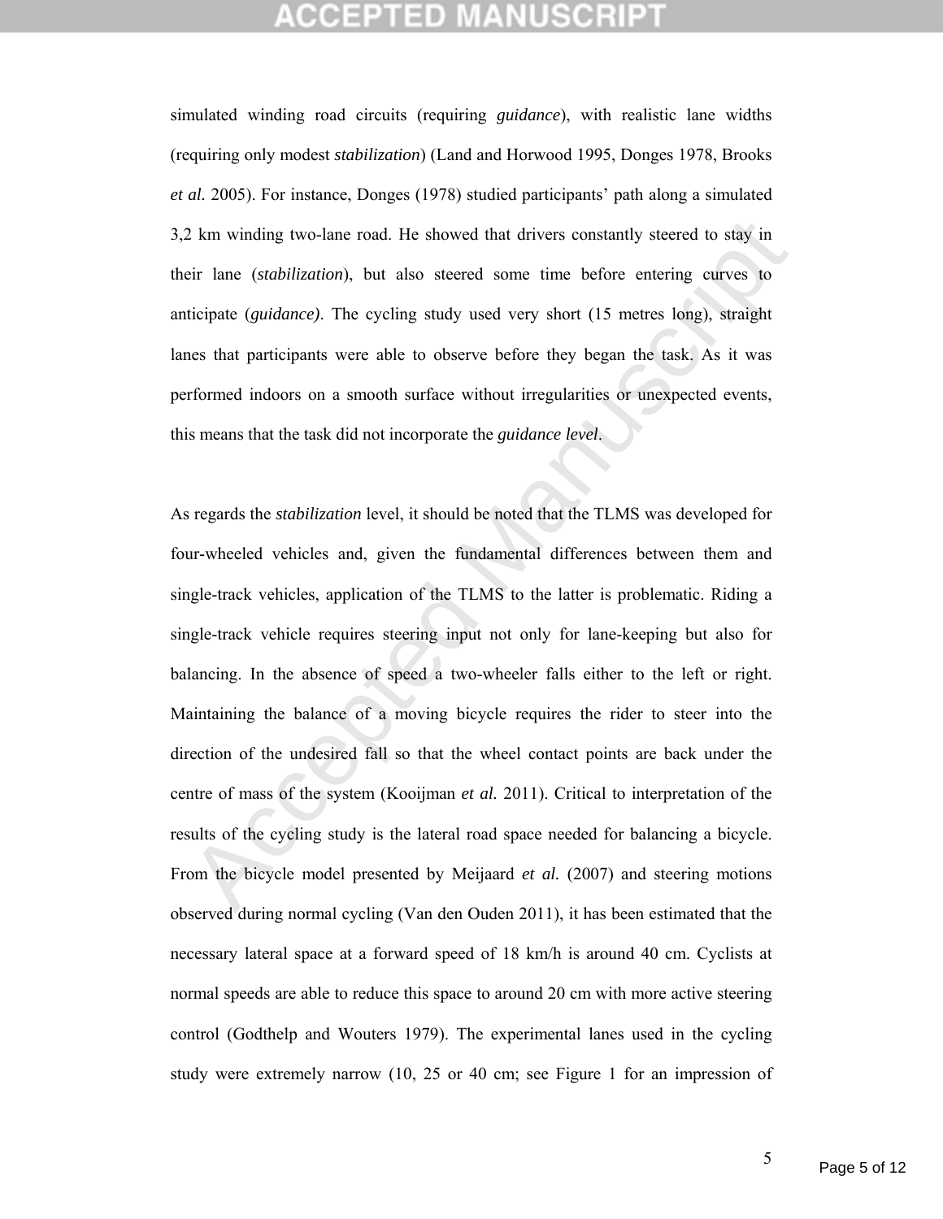simulated winding road circuits (requiring *guidance*), with realistic lane widths (requiring only modest *stabilization*) (Land and Horwood 1995, Donges 1978, Brooks *et al.* 2005). For instance, Donges (1978) studied participants' path along a simulated 3,2 km winding two-lane road. He showed that drivers constantly steered to stay in their lane (*stabilization*), but also steered some time before entering curves to anticipate (*guidance)*. The cycling study used very short (15 metres long), straight lanes that participants were able to observe before they began the task. As it was performed indoors on a smooth surface without irregularities or unexpected events, this means that the task did not incorporate the *guidance level*.

As regards the *stabilization* level, it should be noted that the TLMS was developed for four-wheeled vehicles and, given the fundamental differences between them and single-track vehicles, application of the TLMS to the latter is problematic. Riding a single-track vehicle requires steering input not only for lane-keeping but also for balancing. In the absence of speed a two-wheeler falls either to the left or right. Maintaining the balance of a moving bicycle requires the rider to steer into the direction of the undesired fall so that the wheel contact points are back under the centre of mass of the system (Kooijman *et al.* 2011). Critical to interpretation of the results of the cycling study is the lateral road space needed for balancing a bicycle. From the bicycle model presented by Meijaard *et al.* (2007) and steering motions observed during normal cycling (Van den Ouden 2011), it has been estimated that the necessary lateral space at a forward speed of 18 km/h is around 40 cm. Cyclists at normal speeds are able to reduce this space to around 20 cm with more active steering control (Godthelp and Wouters 1979). The experimental lanes used in the cycling study were extremely narrow (10, 25 or 40 cm; see Figure 1 for an impression of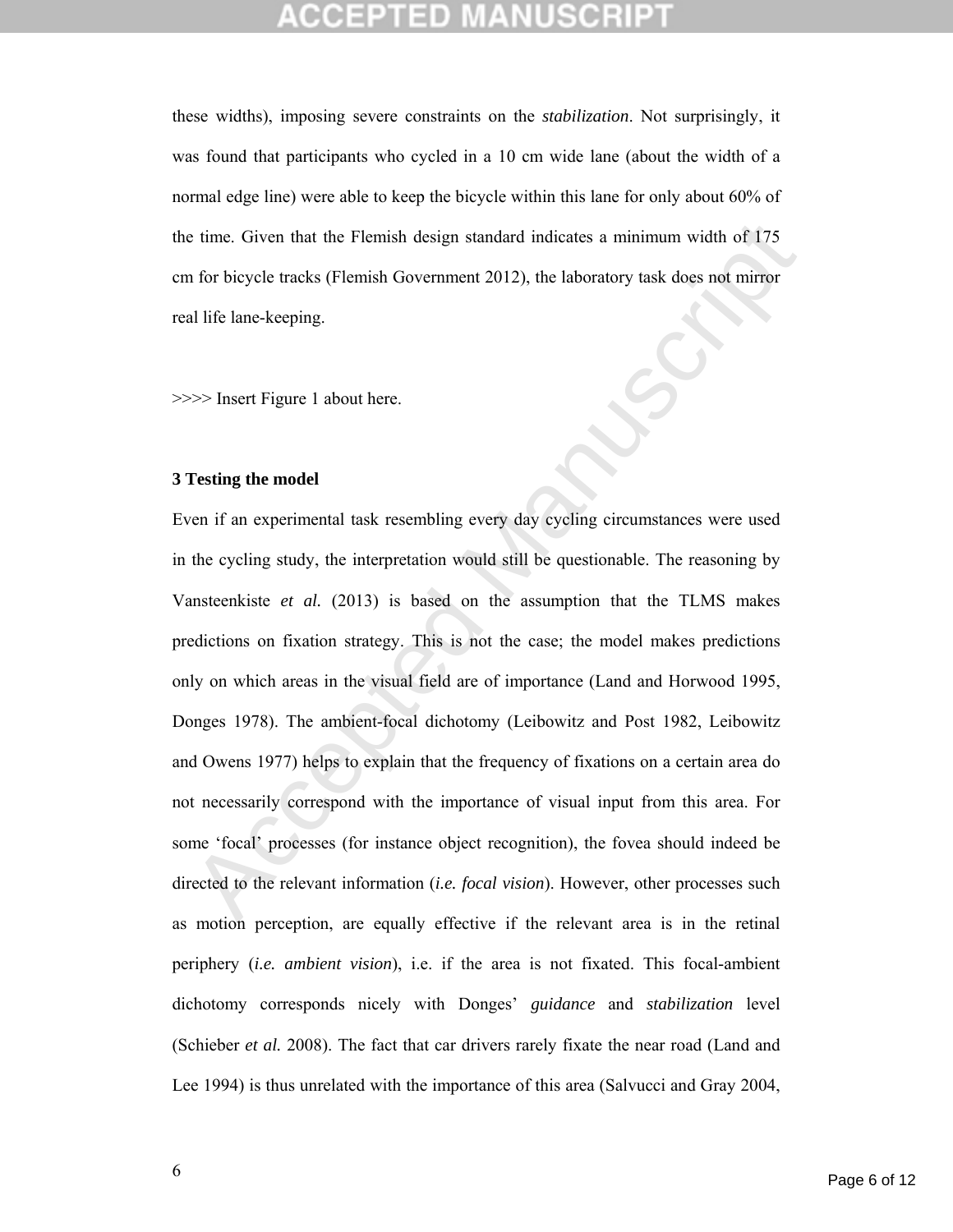these widths), imposing severe constraints on the *stabilization*. Not surprisingly, it was found that participants who cycled in a 10 cm wide lane (about the width of a normal edge line) were able to keep the bicycle within this lane for only about 60% of the time. Given that the Flemish design standard indicates a minimum width of 175 cm for bicycle tracks (Flemish Government 2012), the laboratory task does not mirror real life lane-keeping.

>>>> Insert Figure 1 about here.

### 3 Testing the model

Even if an experimental task resembling every day cycling circumstances were used in the cycling study, the interpretation would still be questionable. The reasoning by Vansteenkiste *et al.* (2013) is based on the assumption that the TLMS makes predictions on fixation strategy. This is not the case; the model makes predictions only on which areas in the visual field are of importance (Land and Horwood 1995, Donges 1978). The ambient-focal dichotomy (Leibowitz and Post 1982, Leibowitz and Owens 1977) helps to explain that the frequency of fixations on a certain area do not necessarily correspond with the importance of visual input from this area. For some 'focal' processes (for instance object recognition), the fovea should indeed be directed to the relevant information (*i.e. focal vision*). However, other processes such as motion perception, are equally effective if the relevant area is in the retinal periphery (*i.e. ambient vision*), i.e. if the area is not fixated. This focal-ambient dichotomy corresponds nicely with Donges' *guidance* and *stabilization* level (Schieber *et al.* 2008). The fact that car drivers rarely fixate the near road (Land and Lee 1994) is thus unrelated with the importance of this area (Salvucci and Gray 2004,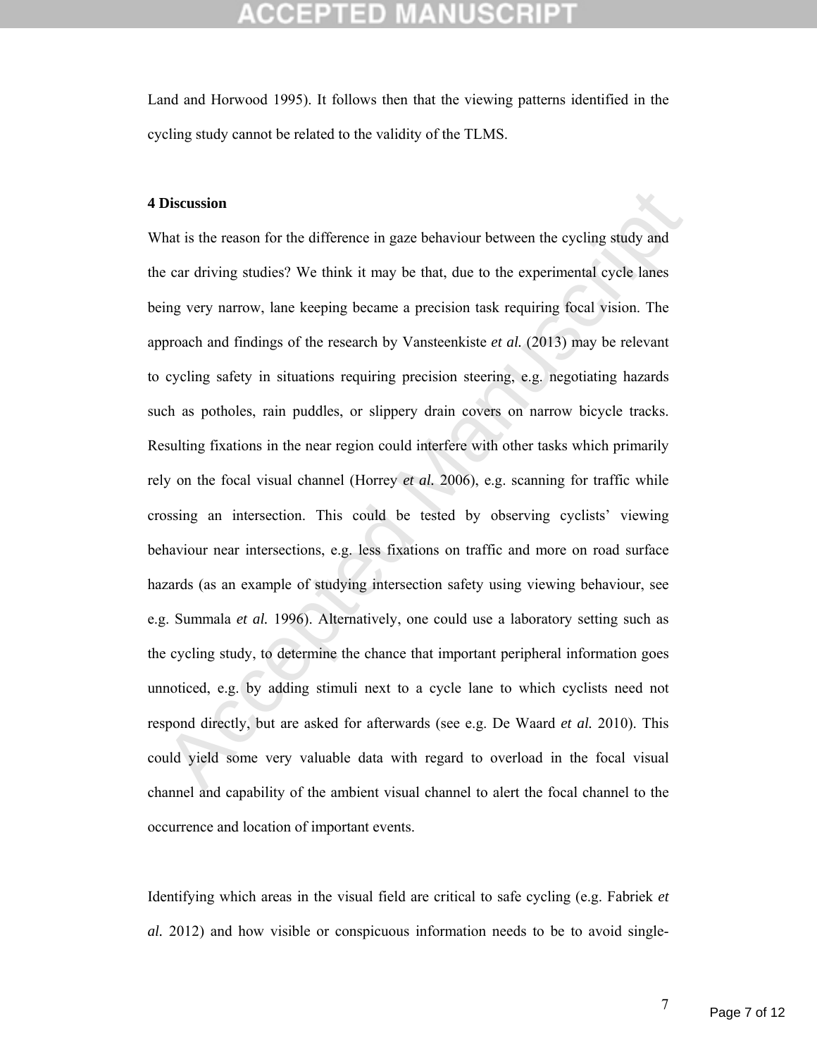Land and Horwood 1995). It follows then that the viewing patterns identified in the cycling study cannot be related to the validity of the TLMS.

## 4 Discussion

What is the reason for the difference in gaze behaviour between the cycling study and the car driving studies? We think it may be that, due to the experimental cycle lanes being very narrow, lane keeping became a precision task requiring focal vision. The approach and findings of the research by Vansteenkiste *et al.* (2013) may be relevant to cycling safety in situations requiring precision steering, e.g. negotiating hazards such as potholes, rain puddles, or slippery drain covers on narrow bicycle tracks. Resulting fixations in the near region could interfere with other tasks which primarily rely on the focal visual channel (Horrey *et al.* 2006), e.g. scanning for traffic while crossing an intersection. This could be tested by observing cyclists' viewing behaviour near intersections, e.g. less fixations on traffic and more on road surface hazards (as an example of studying intersection safety using viewing behaviour, see e.g. Summala *et al.* 1996). Alternatively, one could use a laboratory setting such as the cycling study, to determine the chance that important peripheral information goes unnoticed, e.g. by adding stimuli next to a cycle lane to which cyclists need not respond directly, but are asked for afterwards (see e.g. De Waard *et al.* 2010). This could yield some very valuable data with regard to overload in the focal visual channel and capability of the ambient visual channel to alert the focal channel to the occurrence and location of important events.

Identifying which areas in the visual field are critical to safe cycling (e.g. Fabriek *et al.* 2012) and how visible or conspicuous information needs to be to avoid single-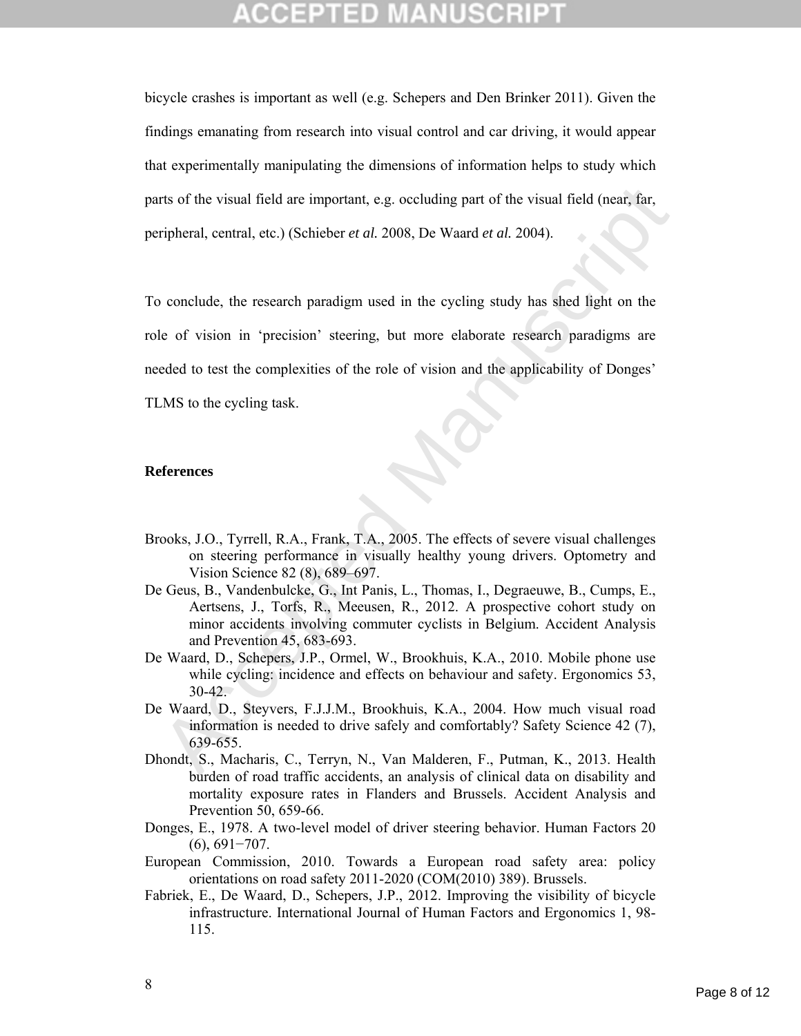bicycle crashes is important as well (e.g. Schepers and Den Brinker 2011). Given the findings emanating from research into visual control and car driving, it would appear that experimentally manipulating the dimensions of information helps to study which parts of the visual field are important, e.g. occluding part of the visual field (near, far, peripheral, central, etc.) (Schieber *et al.* 2008, De Waard *et al.* 2004).

To conclude, the research paradigm used in the cycling study has shed light on the role of vision in 'precision' steering, but more elaborate research paradigms are needed to test the complexities of the role of vision and the applicability of Donges' TLMS to the cycling task.

**References**

Brooks, J.O., Tyrrell, R.A., Frank, T.A., 2005. The effects of severe visual challenges on steering performance in visually healthy young drivers. Optometry and Vision Science 82 (8), 689–697.

De Geus, B., Vandenbulcke, G., Int Panis, L., Thomas, I., Degraeuwe, B., Cumps, E., Aertsens, J., Torfs, R., Meeusen, R., 2012. A prospective cohort study on minor accidents involving commuter cyclists in Belgium. Accident Analysis and Prevention 45, 683-693.

De Waard, D., Schepers, J.P., Ormel, W., Brookhuis, K.A., 2010. Mobile phone use while cycling: incidence and effects on behaviour and safety. Ergonomics 53, 30-42.

De Waard, D., Steyvers, F.J.J.M., Brookhuis, K.A., 2004. How much visual road information is needed to drive safely and comfortably? Safety Science 42 (7), 639-655.

Dhondt, S., Macharis, C., Terryn, N., Van Malderen, F., Putman, K., 2013. Health burden of road traffic accidents, an analysis of clinical data on disability and mortality exposure rates in Flanders and Brussels. Accident Analysis and Prevention 50, 659-66.

Donges, E., 1978. A two-level model of driver steering behavior. Human Factors 20 (6), 691−707.

European Commission, 2010. Towards a European road safety area: policy orientations on road safety 2011-2020 (COM(2010) 389). Brussels.

Fabriek, E., De Waard, D., Schepers, J.P., 2012. Improving the visibility of bicycle infrastructure. International Journal of Human Factors and Ergonomics 1, 98-115.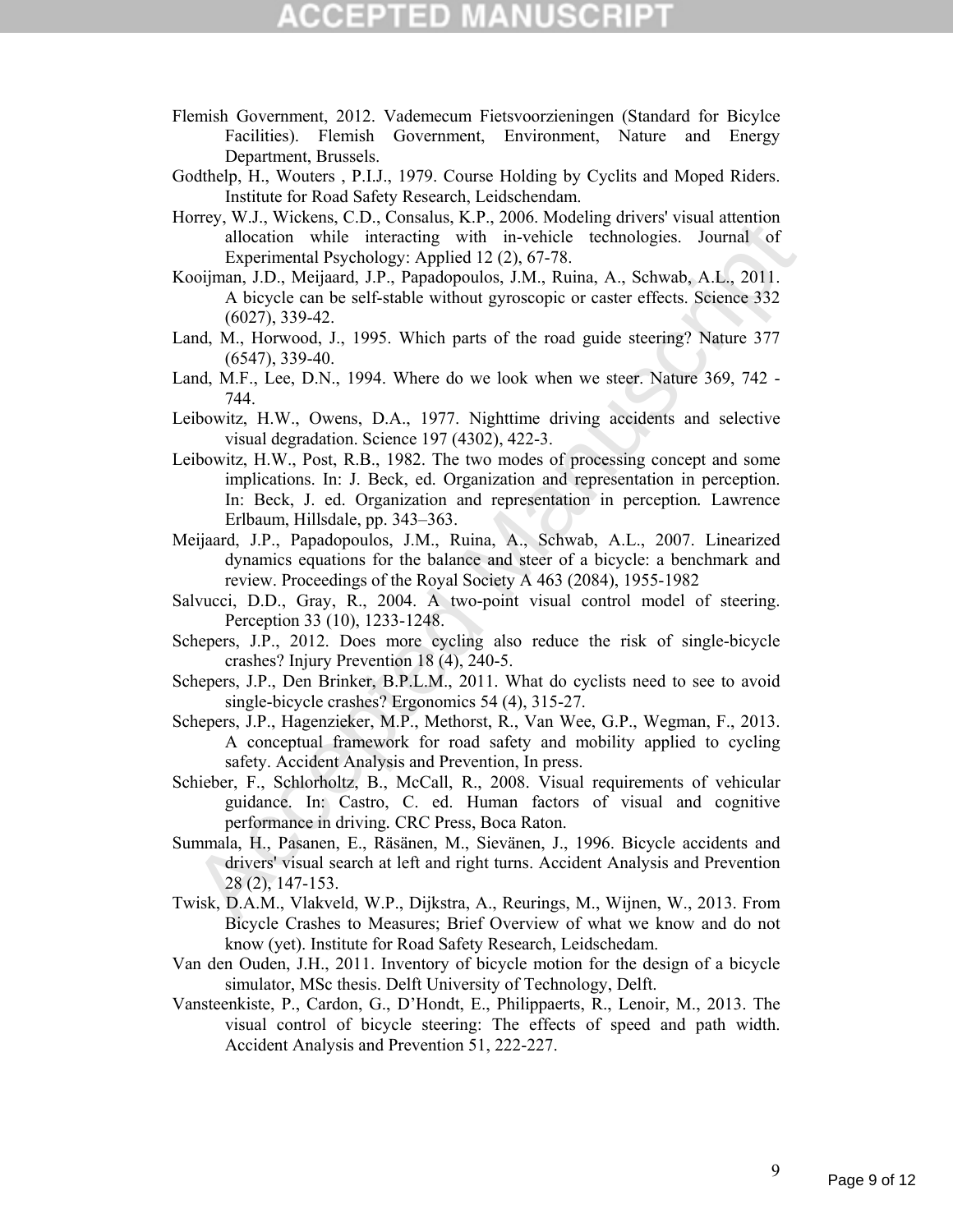Flemish Government, 2012. Vademecum Fietsvoorzieningen (Standard for Bicylce Facilities). Flemish Government, Environment, Nature and Energy Department, Brussels.

Godthelp, H., Wouters , P.I.J., 1979. Course Holding by Cyclits and Moped Riders. Institute for Road Safety Research, Leidschendam.

Horrey, W.J., Wickens, C.D., Consalus, K.P., 2006. Modeling drivers' visual attention allocation while interacting with in-vehicle technologies. Journal of Experimental Psychology: Applied 12 (2), 67-78.

Kooijman, J.D., Meijaard, J.P., Papadopoulos, J.M., Ruina, A., Schwab, A.L., 2011. A bicycle can be self-stable without gyroscopic or caster effects. Science 332 (6027), 339-42.

Land, M., Horwood, J., 1995. Which parts of the road guide steering? Nature 377 (6547), 339-40.

Land, M.F., Lee, D.N., 1994. Where do we look when we steer. Nature 369, 742 - 744.

Leibowitz, H.W., Owens, D.A., 1977. Nighttime driving accidents and selective visual degradation. Science 197 (4302), 422-3.

Leibowitz, H.W., Post, R.B., 1982. The two modes of processing concept and some implications. In: J. Beck, ed. Organization and representation in perception. In: Beck, J. ed. Organization and representation in perception. Lawrence Erlbaum, Hillsdale, pp. 343–363.

Meijaard, J.P., Papadopoulos, J.M., Ruina, A., Schwab, A.L., 2007. Linearized dynamics equations for the balance and steer of a bicycle: a benchmark and review. Proceedings of the Royal Society A 463 (2084), 1955-1982

Salvucci, D.D., Gray, R., 2004. A two-point visual control model of steering. Perception 33 (10), 1233-1248.

Schepers, J.P., 2012. Does more cycling also reduce the risk of single-bicycle crashes? Injury Prevention 18 (4), 240-5.

Schepers, J.P., Den Brinker, B.P.L.M., 2011. What do cyclists need to see to avoid single-bicycle crashes? Ergonomics 54 (4), 315-27.

Schepers, J.P., Hagenzieker, M.P., Methorst, R., Van Wee, G.P., Wegman, F., 2013. A conceptual framework for road safety and mobility applied to cycling safety. Accident Analysis and Prevention, In press.

Schieber, F., Schlorholtz, B., McCall, R., 2008. Visual requirements of vehicular guidance. In: Castro, C. ed. Human factors of visual and cognitive performance in driving. CRC Press, Boca Raton.

Summala, H., Pasanen, E., Räsänen, M., Sievänen, J., 1996. Bicycle accidents and drivers' visual search at left and right turns. Accident Analysis and Prevention 28 (2), 147-153.

Twisk, D.A.M., Vlakveld, W.P., Dijkstra, A., Reurings, M., Wijnen, W., 2013. From Bicycle Crashes to Measures; Brief Overview of what we know and do not know (yet). Institute for Road Safety Research, Leidschedam.

Van den Ouden, J.H., 2011. Inventory of bicycle motion for the design of a bicycle simulator, MSc thesis. Delft University of Technology, Delft.

Vansteenkiste, P., Cardon, G., D'Hondt, E., Philippaerts, R., Lenoir, M., 2013. The visual control of bicycle steering: The effects of speed and path width. Accident Analysis and Prevention 51, 222-227.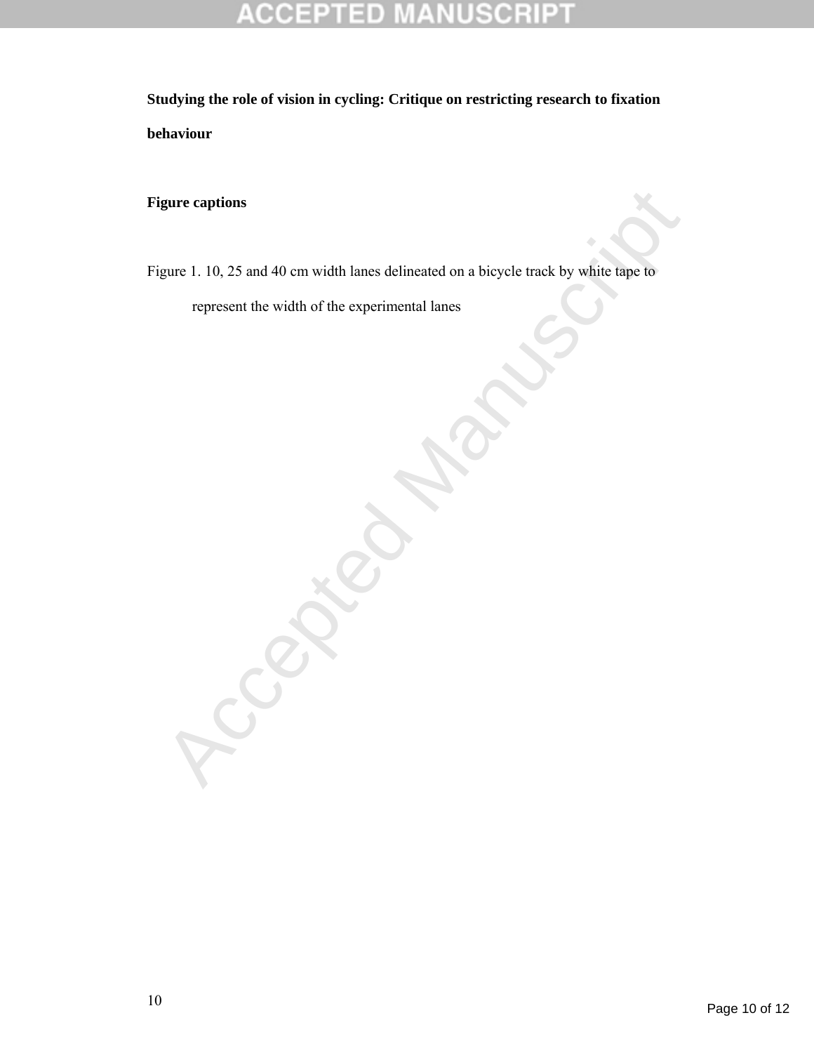**Studying the role of vision in cycling: Critique on restricting research to fixation behaviour**

**Figure captions**

Figure 1. 10, 25 and 40 cm width lanes delineated on a bicycle track by white tape to represent the width of the experimental lanes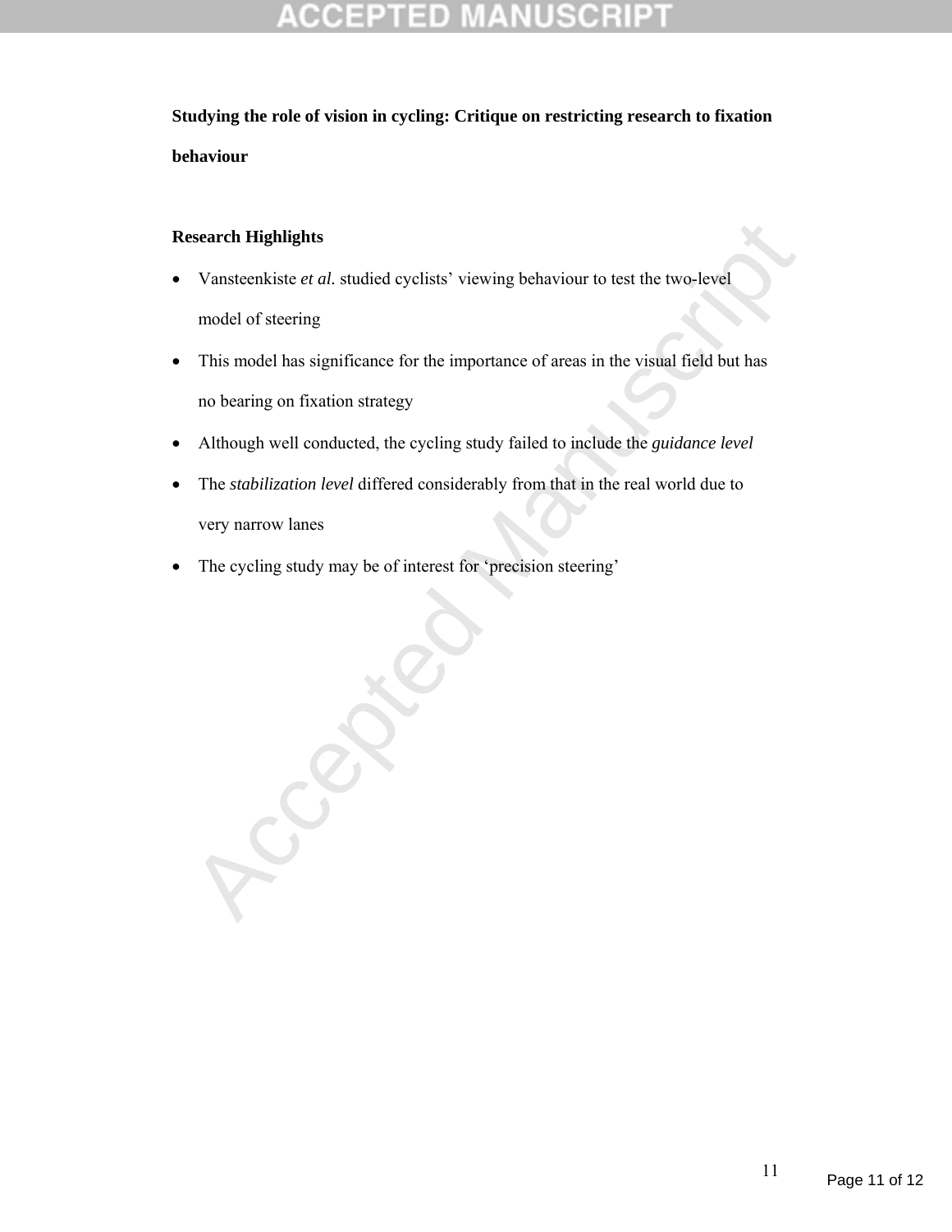**Studying the role of vision in cycling: Critique on restricting research to fixation behaviour**

**Research Highlights**

- Vansteenkiste *et al.* studied cyclists' viewing behaviour to test the two-level model of steering
- This model has significance for the importance of areas in the visual field but has no bearing on fixation strategy
- Although well conducted, the cycling study failed to include the *guidance level*
- The *stabilization level* differed considerably from that in the real world due to very narrow lanes
- The cycling study may be of interest for 'precision steering'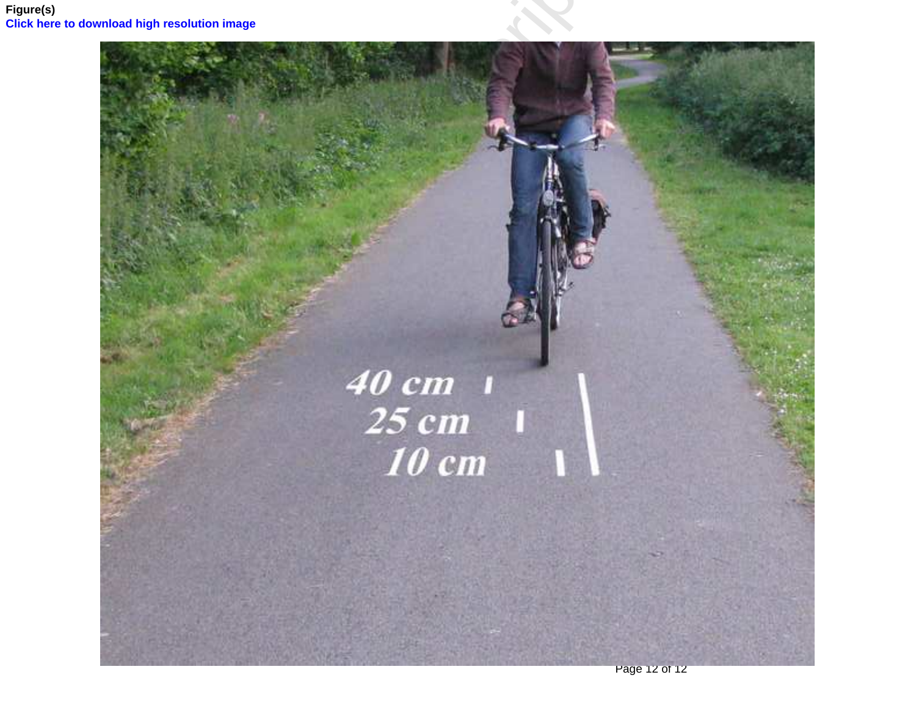Figure(s)

Click here to download high resolution image